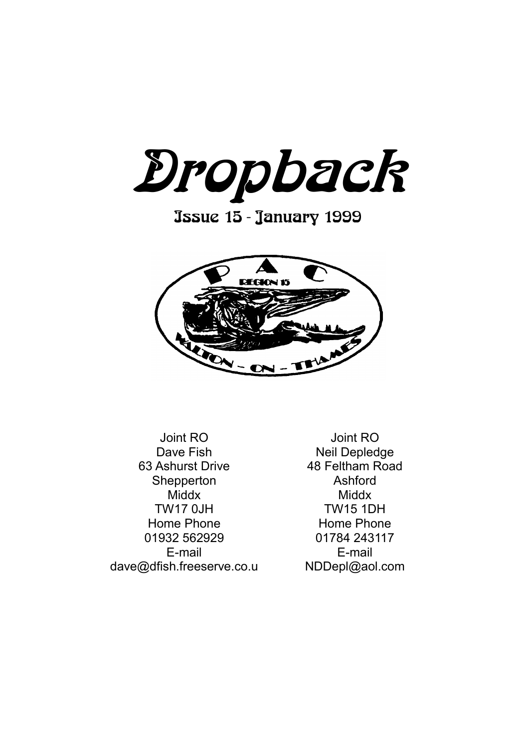# Dropback

## Issue 15 - January 1999

| Joint RO | Joint RO |
|---|---|
| Dave Fish | Neil Depledge |
| 63 Ashurst Drive | 48 Feltham Road |
| Shepperton | Ashford |
| Middx | Middx |
| TW17 0JH | TW15 1DH |
| Home Phone | Home Phone |
| 01932 562929 | 01784 243117 |
| E-mail | E-mail |
| dave@dfish.freeserve.co.u | NDDepl@aol.com |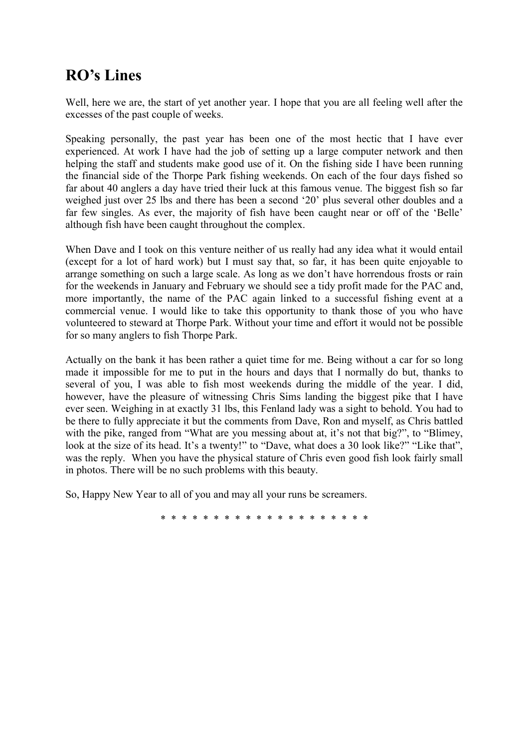## RO's Lines

Well, here we are, the start of yet another year. I hope that you are all feeling well after the excesses of the past couple of weeks.

Speaking personally, the past year has been one of the most hectic that I have ever experienced. At work I have had the job of setting up a large computer network and then helping the staff and students make good use of it. On the fishing side I have been running the financial side of the Thorpe Park fishing weekends. On each of the four days fished so far about 40 anglers a day have tried their luck at this famous venue. The biggest fish so far weighed just over 25 lbs and there has been a second '20' plus several other doubles and a far few singles. As ever, the majority of fish have been caught near or off of the 'Belle' although fish have been caught throughout the complex.

When Dave and I took on this venture neither of us really had any idea what it would entail (except for a lot of hard work) but I must say that, so far, it has been quite enjoyable to arrange something on such a large scale. As long as we don't have horrendous frosts or rain for the weekends in January and February we should see a tidy profit made for the PAC and, more importantly, the name of the PAC again linked to a successful fishing event at a commercial venue. I would like to take this opportunity to thank those of you who have volunteered to steward at Thorpe Park. Without your time and effort it would not be possible for so many anglers to fish Thorpe Park.

Actually on the bank it has been rather a quiet time for me. Being without a car for so long made it impossible for me to put in the hours and days that I normally do but, thanks to several of you, I was able to fish most weekends during the middle of the year. I did, however, have the pleasure of witnessing Chris Sims landing the biggest pike that I have ever seen. Weighing in at exactly 31 lbs, this Fenland lady was a sight to behold. You had to be there to fully appreciate it but the comments from Dave, Ron and myself, as Chris battled with the pike, ranged from "What are you messing about at, it's not that big?", to "Blimey, look at the size of its head. It's a twenty!" to "Dave, what does a 30 look like?" "Like that", was the reply. When you have the physical stature of Chris even good fish look fairly small in photos. There will be no such problems with this beauty.

So, Happy New Year to all of you and may all your runs be screamers.

* * * * * * * * * * * * * * * * * * * * *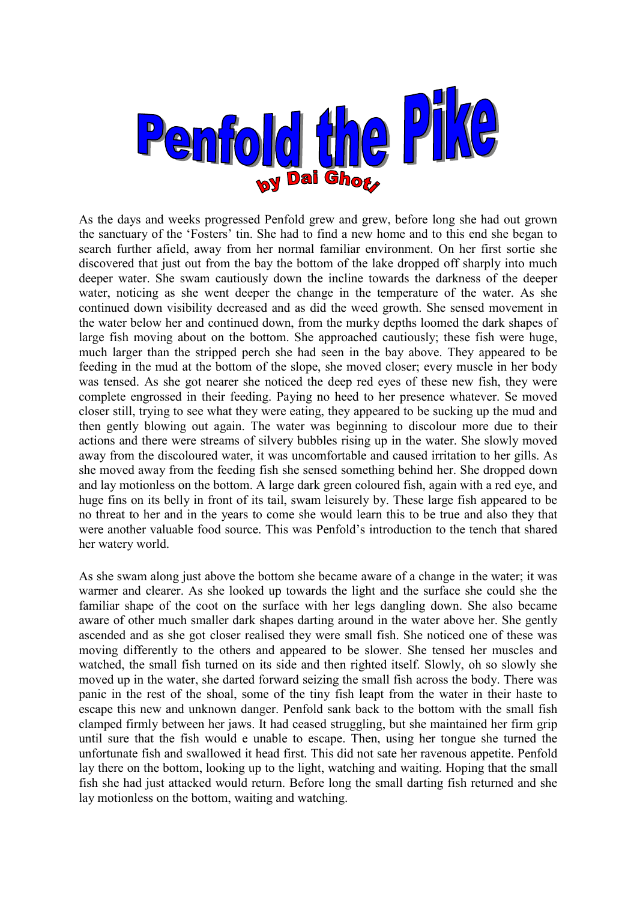# Penfold the Pike

### by Dai Ghoti

As the days and weeks progressed Penfold grew and grew, before long she had out grown the sanctuary of the 'Fosters' tin. She had to find a new home and to this end she began to search further afield, away from her normal familiar environment. On her first sortie she discovered that just out from the bay the bottom of the lake dropped off sharply into much deeper water. She swam cautiously down the incline towards the darkness of the deeper water, noticing as she went deeper the change in the temperature of the water. As she continued down visibility decreased and as did the weed growth. She sensed movement in the water below her and continued down, from the murky depths loomed the dark shapes of large fish moving about on the bottom. She approached cautiously; these fish were huge, much larger than the stripped perch she had seen in the bay above. They appeared to be feeding in the mud at the bottom of the slope, she moved closer; every muscle in her body was tensed. As she got nearer she noticed the deep red eyes of these new fish, they were complete engrossed in their feeding. Paying no heed to her presence whatever. Se moved closer still, trying to see what they were eating, they appeared to be sucking up the mud and then gently blowing out again. The water was beginning to discolour more due to their actions and there were streams of silvery bubbles rising up in the water. She slowly moved away from the discoloured water, it was uncomfortable and caused irritation to her gills. As she moved away from the feeding fish she sensed something behind her. She dropped down and lay motionless on the bottom. A large dark green coloured fish, again with a red eye, and huge fins on its belly in front of its tail, swam leisurely by. These large fish appeared to be no threat to her and in the years to come she would learn this to be true and also they that were another valuable food source. This was Penfold's introduction to the tench that shared her watery world.

As she swam along just above the bottom she became aware of a change in the water; it was warmer and clearer. As she looked up towards the light and the surface she could she the familiar shape of the coot on the surface with her legs dangling down. She also became aware of other much smaller dark shapes darting around in the water above her. She gently ascended and as she got closer realised they were small fish. She noticed one of these was moving differently to the others and appeared to be slower. She tensed her muscles and watched, the small fish turned on its side and then righted itself. Slowly, oh so slowly she moved up in the water, she darted forward seizing the small fish across the body. There was panic in the rest of the shoal, some of the tiny fish leapt from the water in their haste to escape this new and unknown danger. Penfold sank back to the bottom with the small fish clamped firmly between her jaws. It had ceased struggling, but she maintained her firm grip until sure that the fish would e unable to escape. Then, using her tongue she turned the unfortunate fish and swallowed it head first. This did not sate her ravenous appetite. Penfold lay there on the bottom, looking up to the light, watching and waiting. Hoping that the small fish she had just attacked would return. Before long the small darting fish returned and she lay motionless on the bottom, waiting and watching.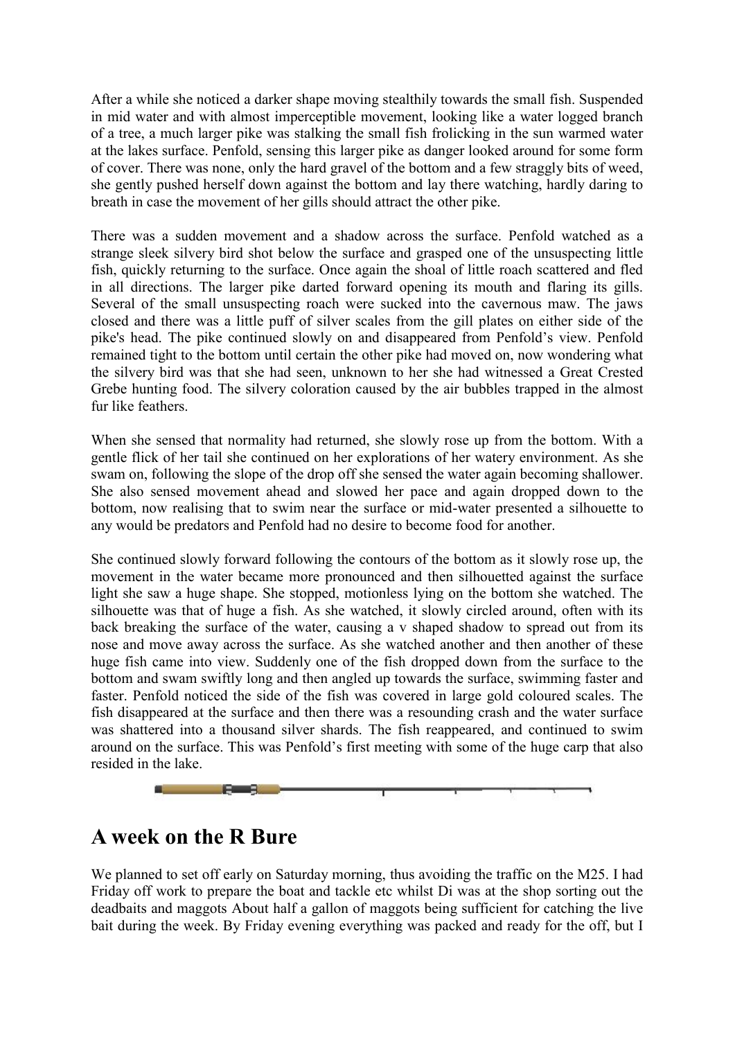After a while she noticed a darker shape moving stealthily towards the small fish. Suspended in mid water and with almost imperceptible movement, looking like a water logged branch of a tree, a much larger pike was stalking the small fish frolicking in the sun warmed water at the lakes surface. Penfold, sensing this larger pike as danger looked around for some form of cover. There was none, only the hard gravel of the bottom and a few straggly bits of weed, she gently pushed herself down against the bottom and lay there watching, hardly daring to breath in case the movement of her gills should attract the other pike.

There was a sudden movement and a shadow across the surface. Penfold watched as a strange sleek silvery bird shot below the surface and grasped one of the unsuspecting little fish, quickly returning to the surface. Once again the shoal of little roach scattered and fled in all directions. The larger pike darted forward opening its mouth and flaring its gills. Several of the small unsuspecting roach were sucked into the cavernous maw. The jaws closed and there was a little puff of silver scales from the gill plates on either side of the pike's head. The pike continued slowly on and disappeared from Penfold's view. Penfold remained tight to the bottom until certain the other pike had moved on, now wondering what the silvery bird was that she had seen, unknown to her she had witnessed a Great Crested Grebe hunting food. The silvery coloration caused by the air bubbles trapped in the almost fur like feathers.

When she sensed that normality had returned, she slowly rose up from the bottom. With a gentle flick of her tail she continued on her explorations of her watery environment. As she swam on, following the slope of the drop off she sensed the water again becoming shallower. She also sensed movement ahead and slowed her pace and again dropped down to the bottom, now realising that to swim near the surface or mid-water presented a silhouette to any would be predators and Penfold had no desire to become food for another.

She continued slowly forward following the contours of the bottom as it slowly rose up, the movement in the water became more pronounced and then silhouetted against the surface light she saw a huge shape. She stopped, motionless lying on the bottom she watched. The silhouette was that of huge a fish. As she watched, it slowly circled around, often with its back breaking the surface of the water, causing a v shaped shadow to spread out from its nose and move away across the surface. As she watched another and then another of these huge fish came into view. Suddenly one of the fish dropped down from the surface to the bottom and swam swiftly long and then angled up towards the surface, swimming faster and faster. Penfold noticed the side of the fish was covered in large gold coloured scales. The fish disappeared at the surface and then there was a resounding crash and the water surface was shattered into a thousand silver shards. The fish reappeared, and continued to swim around on the surface. This was Penfold's first meeting with some of the huge carp that also resided in the lake.

## A week on the R Bure

We planned to set off early on Saturday morning, thus avoiding the traffic on the M25. I had Friday off work to prepare the boat and tackle etc whilst Di was at the shop sorting out the deadbaits and maggots About half a gallon of maggots being sufficient for catching the live bait during the week. By Friday evening everything was packed and ready for the off, but I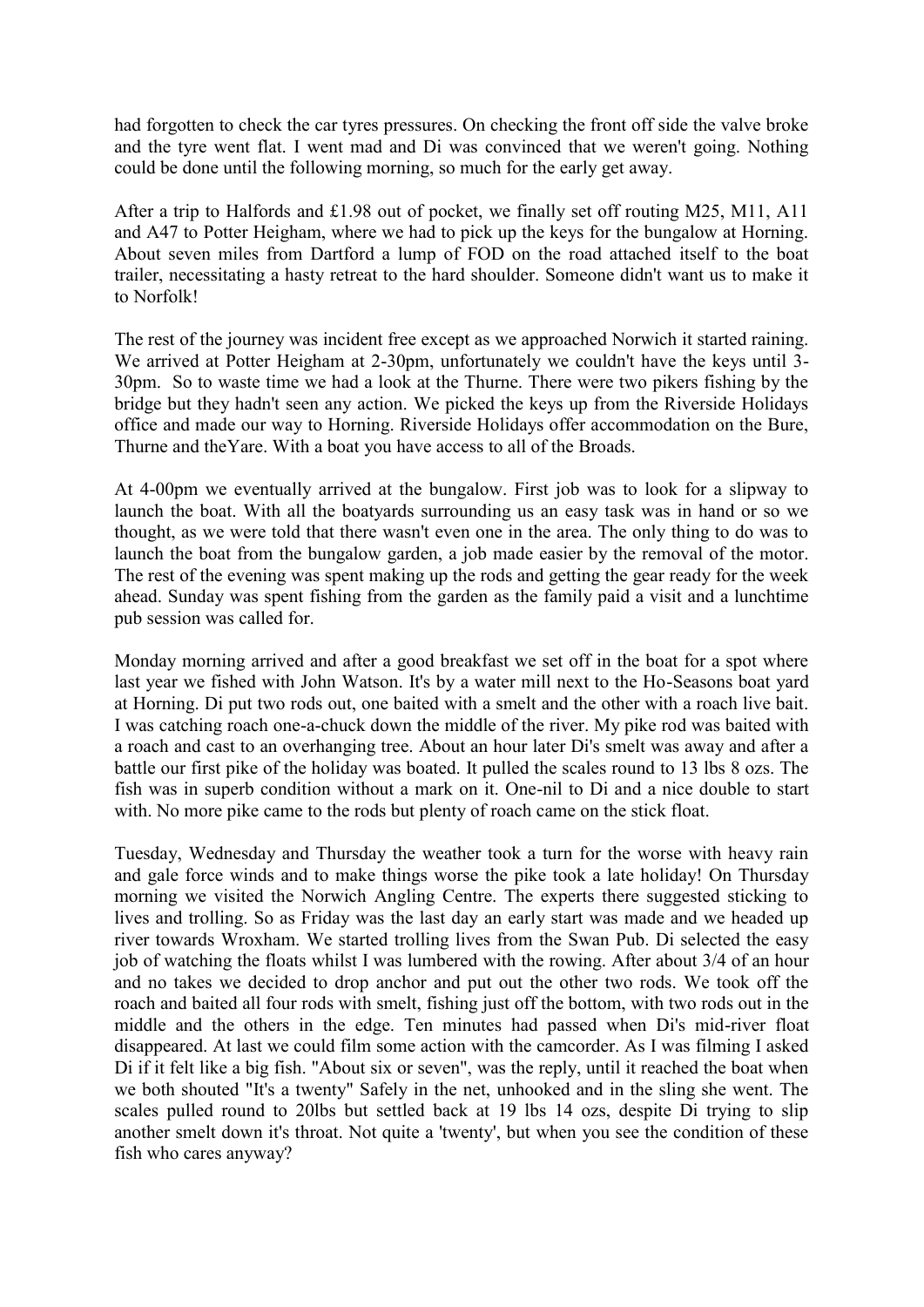had forgotten to check the car tyres pressures. On checking the front off side the valve broke and the tyre went flat. I went mad and Di was convinced that we weren't going. Nothing could be done until the following morning, so much for the early get away.

After a trip to Halfords and £1.98 out of pocket, we finally set off routing M25, M11, A11 and A47 to Potter Heigham, where we had to pick up the keys for the bungalow at Horning. About seven miles from Dartford a lump of FOD on the road attached itself to the boat trailer, necessitating a hasty retreat to the hard shoulder. Someone didn't want us to make it to Norfolk!

The rest of the journey was incident free except as we approached Norwich it started raining. We arrived at Potter Heigham at 2-30pm, unfortunately we couldn't have the keys until 3-30pm. So to waste time we had a look at the Thurne. There were two pikers fishing by the bridge but they hadn't seen any action. We picked the keys up from the Riverside Holidays office and made our way to Horning. Riverside Holidays offer accommodation on the Bure, Thurne and theYare. With a boat you have access to all of the Broads.

At 4-00pm we eventually arrived at the bungalow. First job was to look for a slipway to launch the boat. With all the boatyards surrounding us an easy task was in hand or so we thought, as we were told that there wasn't even one in the area. The only thing to do was to launch the boat from the bungalow garden, a job made easier by the removal of the motor. The rest of the evening was spent making up the rods and getting the gear ready for the week ahead. Sunday was spent fishing from the garden as the family paid a visit and a lunchtime pub session was called for.

Monday morning arrived and after a good breakfast we set off in the boat for a spot where last year we fished with John Watson. It's by a water mill next to the Ho-Seasons boat yard at Horning. Di put two rods out, one baited with a smelt and the other with a roach live bait. I was catching roach one-a-chuck down the middle of the river. My pike rod was baited with a roach and cast to an overhanging tree. About an hour later Di's smelt was away and after a battle our first pike of the holiday was boated. It pulled the scales round to 13 lbs 8 ozs. The fish was in superb condition without a mark on it. One-nil to Di and a nice double to start with. No more pike came to the rods but plenty of roach came on the stick float.

Tuesday, Wednesday and Thursday the weather took a turn for the worse with heavy rain and gale force winds and to make things worse the pike took a late holiday! On Thursday morning we visited the Norwich Angling Centre. The experts there suggested sticking to lives and trolling. So as Friday was the last day an early start was made and we headed up river towards Wroxham. We started trolling lives from the Swan Pub. Di selected the easy job of watching the floats whilst I was lumbered with the rowing. After about 3/4 of an hour and no takes we decided to drop anchor and put out the other two rods. We took off the roach and baited all four rods with smelt, fishing just off the bottom, with two rods out in the middle and the others in the edge. Ten minutes had passed when Di's mid-river float disappeared. At last we could film some action with the camcorder. As I was filming I asked Di if it felt like a big fish. "About six or seven", was the reply, until it reached the boat when we both shouted "It's a twenty" Safely in the net, unhooked and in the sling she went. The scales pulled round to 20lbs but settled back at 19 lbs 14 ozs, despite Di trying to slip another smelt down it's throat. Not quite a 'twenty', but when you see the condition of these fish who cares anyway?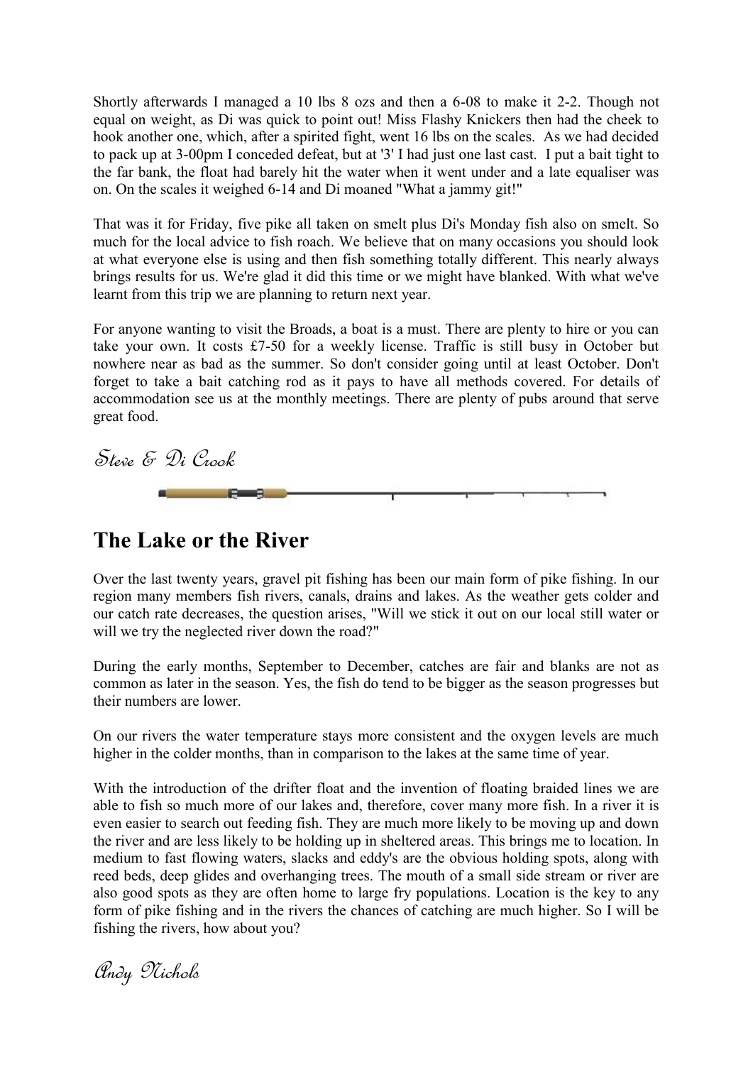Shortly afterwards I managed a 10 lbs 8 ozs and then a 6-08 to make it 2-2. Though not equal on weight, as Di was quick to point out! Miss Flashy Knickers then had the cheek to hook another one, which, after a spirited fight, went 16 lbs on the scales. As we had decided to pack up at 3-00pm I conceded defeat, but at '3' I had just one last cast. I put a bait tight to the far bank, the float had barely hit the water when it went under and a late equaliser was on. On the scales it weighed 6-14 and Di moaned "What a jammy git!"

That was it for Friday, five pike all taken on smelt plus Di's Monday fish also on smelt. So much for the local advice to fish roach. We believe that on many occasions you should look at what everyone else is using and then fish something totally different. This nearly always brings results for us. We're glad it did this time or we might have blanked. With what we've learnt from this trip we are planning to return next year.

For anyone wanting to visit the Broads, a boat is a must. There are plenty to hire or you can take your own. It costs £7-50 for a weekly license. Traffic is still busy in October but nowhere near as bad as the summer. So don't consider going until at least October. Don't forget to take a bait catching rod as it pays to have all methods covered. For details of accommodation see us at the monthly meetings. There are plenty of pubs around that serve great food.

*Steve & Di Crook*

## The Lake or the River

Over the last twenty years, gravel pit fishing has been our main form of pike fishing. In our region many members fish rivers, canals, drains and lakes. As the weather gets colder and our catch rate decreases, the question arises, "Will we stick it out on our local still water or will we try the neglected river down the road?"

During the early months, September to December, catches are fair and blanks are not as common as later in the season. Yes, the fish do tend to be bigger as the season progresses but their numbers are lower.

On our rivers the water temperature stays more consistent and the oxygen levels are much higher in the colder months, than in comparison to the lakes at the same time of year.

With the introduction of the drifter float and the invention of floating braided lines we are able to fish so much more of our lakes and, therefore, cover many more fish. In a river it is even easier to search out feeding fish. They are much more likely to be moving up and down the river and are less likely to be holding up in sheltered areas. This brings me to location. In medium to fast flowing waters, slacks and eddy's are the obvious holding spots, along with reed beds, deep glides and overhanging trees. The mouth of a small side stream or river are also good spots as they are often home to large fry populations. Location is the key to any form of pike fishing and in the rivers the chances of catching are much higher. So I will be fishing the rivers, how about you?

*Andy Nichols*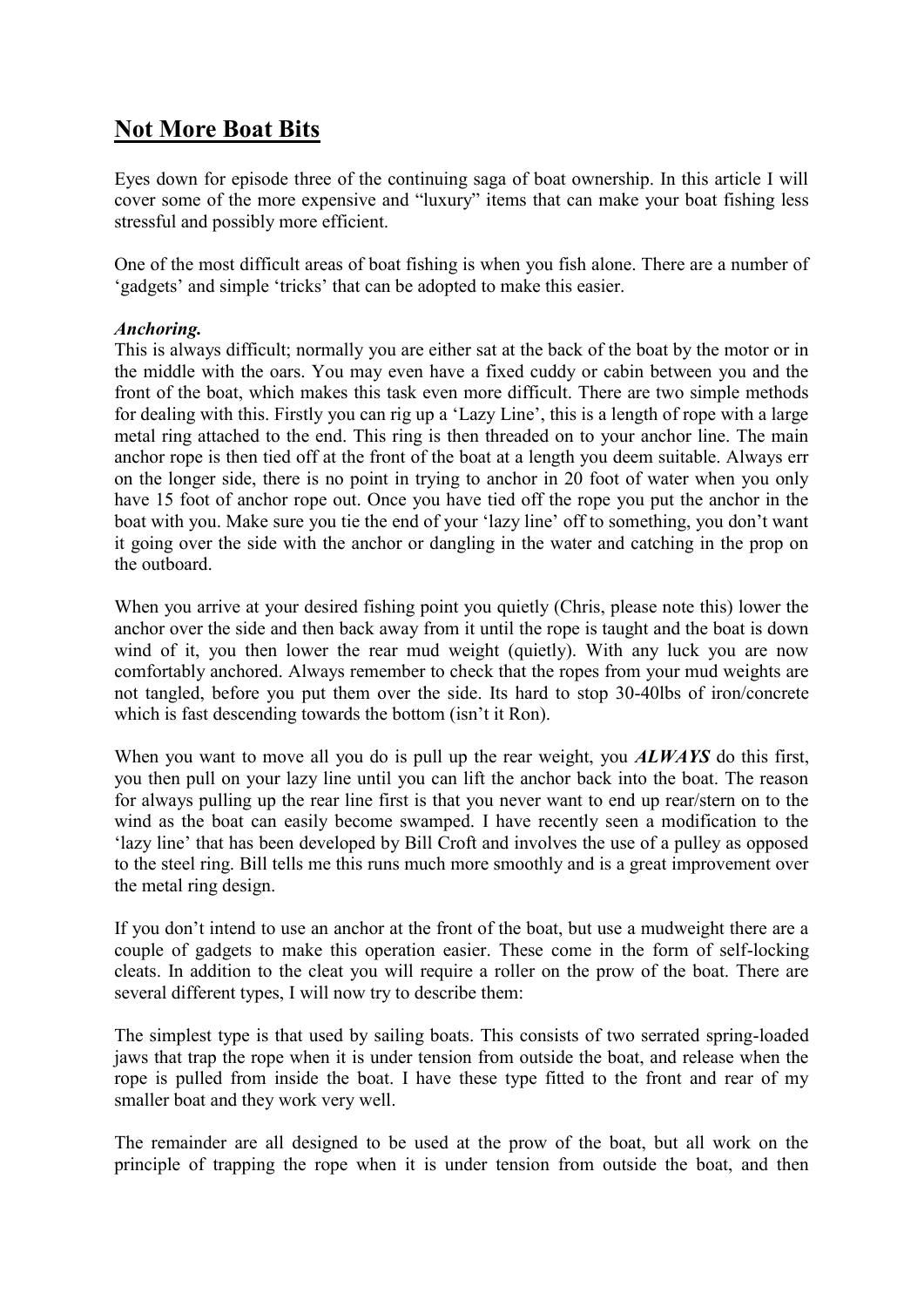# Not More Boat Bits

Eyes down for episode three of the continuing saga of boat ownership. In this article I will cover some of the more expensive and "luxury" items that can make your boat fishing less stressful and possibly more efficient.

One of the most difficult areas of boat fishing is when you fish alone. There are a number of 'gadgets' and simple 'tricks' that can be adopted to make this easier.

***Anchoring.***

This is always difficult; normally you are either sat at the back of the boat by the motor or in the middle with the oars. You may even have a fixed cuddy or cabin between you and the front of the boat, which makes this task even more difficult. There are two simple methods for dealing with this. Firstly you can rig up a 'Lazy Line', this is a length of rope with a large metal ring attached to the end. This ring is then threaded on to your anchor line. The main anchor rope is then tied off at the front of the boat at a length you deem suitable. Always err on the longer side, there is no point in trying to anchor in 20 foot of water when you only have 15 foot of anchor rope out. Once you have tied off the rope you put the anchor in the boat with you. Make sure you tie the end of your 'lazy line' off to something, you don't want it going over the side with the anchor or dangling in the water and catching in the prop on the outboard.

When you arrive at your desired fishing point you quietly (Chris, please note this) lower the anchor over the side and then back away from it until the rope is taught and the boat is down wind of it, you then lower the rear mud weight (quietly). With any luck you are now comfortably anchored. Always remember to check that the ropes from your mud weights are not tangled, before you put them over the side. Its hard to stop 30-40lbs of iron/concrete which is fast descending towards the bottom (isn't it Ron).

When you want to move all you do is pull up the rear weight, you ***ALWAYS*** do this first, you then pull on your lazy line until you can lift the anchor back into the boat. The reason for always pulling up the rear line first is that you never want to end up rear/stern on to the wind as the boat can easily become swamped. I have recently seen a modification to the 'lazy line' that has been developed by Bill Croft and involves the use of a pulley as opposed to the steel ring. Bill tells me this runs much more smoothly and is a great improvement over the metal ring design.

If you don't intend to use an anchor at the front of the boat, but use a mudweight there are a couple of gadgets to make this operation easier. These come in the form of self-locking cleats. In addition to the cleat you will require a roller on the prow of the boat. There are several different types, I will now try to describe them:

The simplest type is that used by sailing boats. This consists of two serrated spring-loaded jaws that trap the rope when it is under tension from outside the boat, and release when the rope is pulled from inside the boat. I have these type fitted to the front and rear of my smaller boat and they work very well.

The remainder are all designed to be used at the prow of the boat, but all work on the principle of trapping the rope when it is under tension from outside the boat, and then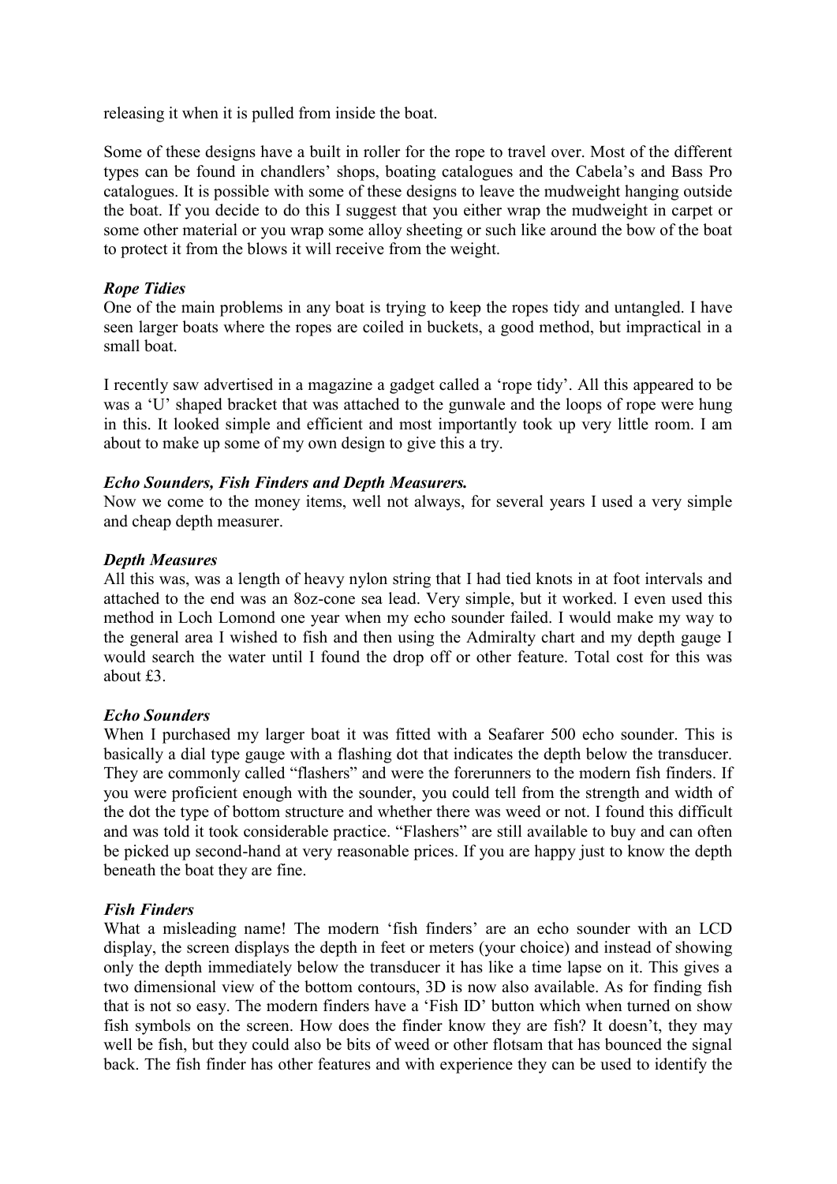releasing it when it is pulled from inside the boat.

Some of these designs have a built in roller for the rope to travel over. Most of the different types can be found in chandlers' shops, boating catalogues and the Cabela's and Bass Pro catalogues. It is possible with some of these designs to leave the mudweight hanging outside the boat. If you decide to do this I suggest that you either wrap the mudweight in carpet or some other material or you wrap some alloy sheeting or such like around the bow of the boat to protect it from the blows it will receive from the weight.

***Rope Tidies***

One of the main problems in any boat is trying to keep the ropes tidy and untangled. I have seen larger boats where the ropes are coiled in buckets, a good method, but impractical in a small boat.

I recently saw advertised in a magazine a gadget called a 'rope tidy'. All this appeared to be was a 'U' shaped bracket that was attached to the gunwale and the loops of rope were hung in this. It looked simple and efficient and most importantly took up very little room. I am about to make up some of my own design to give this a try.

***Echo Sounders, Fish Finders and Depth Measurers.***

Now we come to the money items, well not always, for several years I used a very simple and cheap depth measurer.

***Depth Measures***

All this was, was a length of heavy nylon string that I had tied knots in at foot intervals and attached to the end was an 8oz-cone sea lead. Very simple, but it worked. I even used this method in Loch Lomond one year when my echo sounder failed. I would make my way to the general area I wished to fish and then using the Admiralty chart and my depth gauge I would search the water until I found the drop off or other feature. Total cost for this was about £3.

***Echo Sounders***

When I purchased my larger boat it was fitted with a Seafarer 500 echo sounder. This is basically a dial type gauge with a flashing dot that indicates the depth below the transducer. They are commonly called "flashers" and were the forerunners to the modern fish finders. If you were proficient enough with the sounder, you could tell from the strength and width of the dot the type of bottom structure and whether there was weed or not. I found this difficult and was told it took considerable practice. "Flashers" are still available to buy and can often be picked up second-hand at very reasonable prices. If you are happy just to know the depth beneath the boat they are fine.

***Fish Finders***

What a misleading name! The modern 'fish finders' are an echo sounder with an LCD display, the screen displays the depth in feet or meters (your choice) and instead of showing only the depth immediately below the transducer it has like a time lapse on it. This gives a two dimensional view of the bottom contours, 3D is now also available. As for finding fish that is not so easy. The modern finders have a 'Fish ID' button which when turned on show fish symbols on the screen. How does the finder know they are fish? It doesn't, they may well be fish, but they could also be bits of weed or other flotsam that has bounced the signal back. The fish finder has other features and with experience they can be used to identify the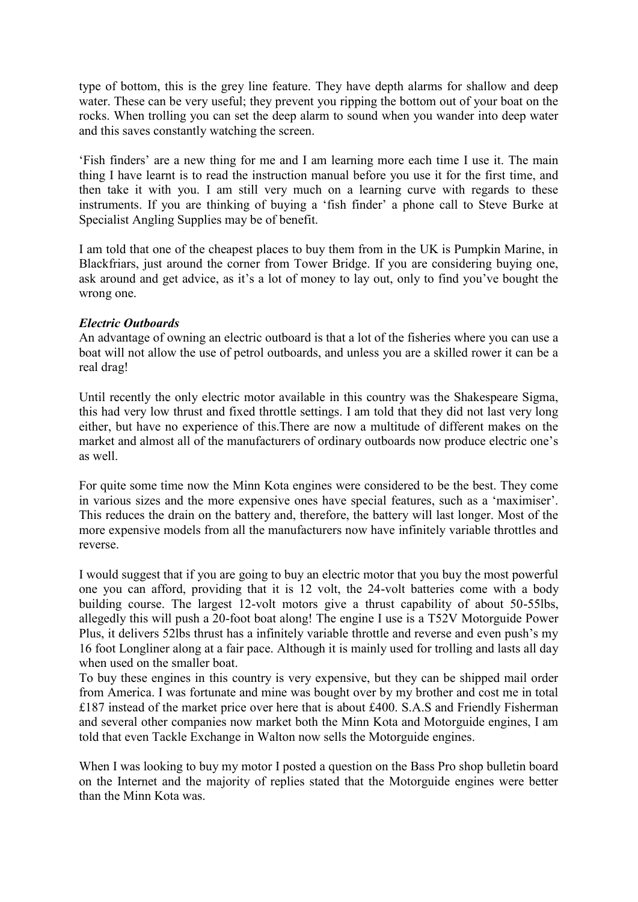type of bottom, this is the grey line feature. They have depth alarms for shallow and deep water. These can be very useful; they prevent you ripping the bottom out of your boat on the rocks. When trolling you can set the deep alarm to sound when you wander into deep water and this saves constantly watching the screen.

'Fish finders' are a new thing for me and I am learning more each time I use it. The main thing I have learnt is to read the instruction manual before you use it for the first time, and then take it with you. I am still very much on a learning curve with regards to these instruments. If you are thinking of buying a 'fish finder' a phone call to Steve Burke at Specialist Angling Supplies may be of benefit.

I am told that one of the cheapest places to buy them from in the UK is Pumpkin Marine, in Blackfriars, just around the corner from Tower Bridge. If you are considering buying one, ask around and get advice, as it's a lot of money to lay out, only to find you've bought the wrong one.

***Electric Outboards***

An advantage of owning an electric outboard is that a lot of the fisheries where you can use a boat will not allow the use of petrol outboards, and unless you are a skilled rower it can be a real drag!

Until recently the only electric motor available in this country was the Shakespeare Sigma, this had very low thrust and fixed throttle settings. I am told that they did not last very long either, but have no experience of this.There are now a multitude of different makes on the market and almost all of the manufacturers of ordinary outboards now produce electric one's as well.

For quite some time now the Minn Kota engines were considered to be the best. They come in various sizes and the more expensive ones have special features, such as a 'maximiser'. This reduces the drain on the battery and, therefore, the battery will last longer. Most of the more expensive models from all the manufacturers now have infinitely variable throttles and reverse.

I would suggest that if you are going to buy an electric motor that you buy the most powerful one you can afford, providing that it is 12 volt, the 24-volt batteries come with a body building course. The largest 12-volt motors give a thrust capability of about 50-55lbs, allegedly this will push a 20-foot boat along! The engine I use is a T52V Motorguide Power Plus, it delivers 52lbs thrust has a infinitely variable throttle and reverse and even push's my 16 foot Longliner along at a fair pace. Although it is mainly used for trolling and lasts all day when used on the smaller boat.

To buy these engines in this country is very expensive, but they can be shipped mail order from America. I was fortunate and mine was bought over by my brother and cost me in total £187 instead of the market price over here that is about £400. S.A.S and Friendly Fisherman and several other companies now market both the Minn Kota and Motorguide engines, I am told that even Tackle Exchange in Walton now sells the Motorguide engines.

When I was looking to buy my motor I posted a question on the Bass Pro shop bulletin board on the Internet and the majority of replies stated that the Motorguide engines were better than the Minn Kota was.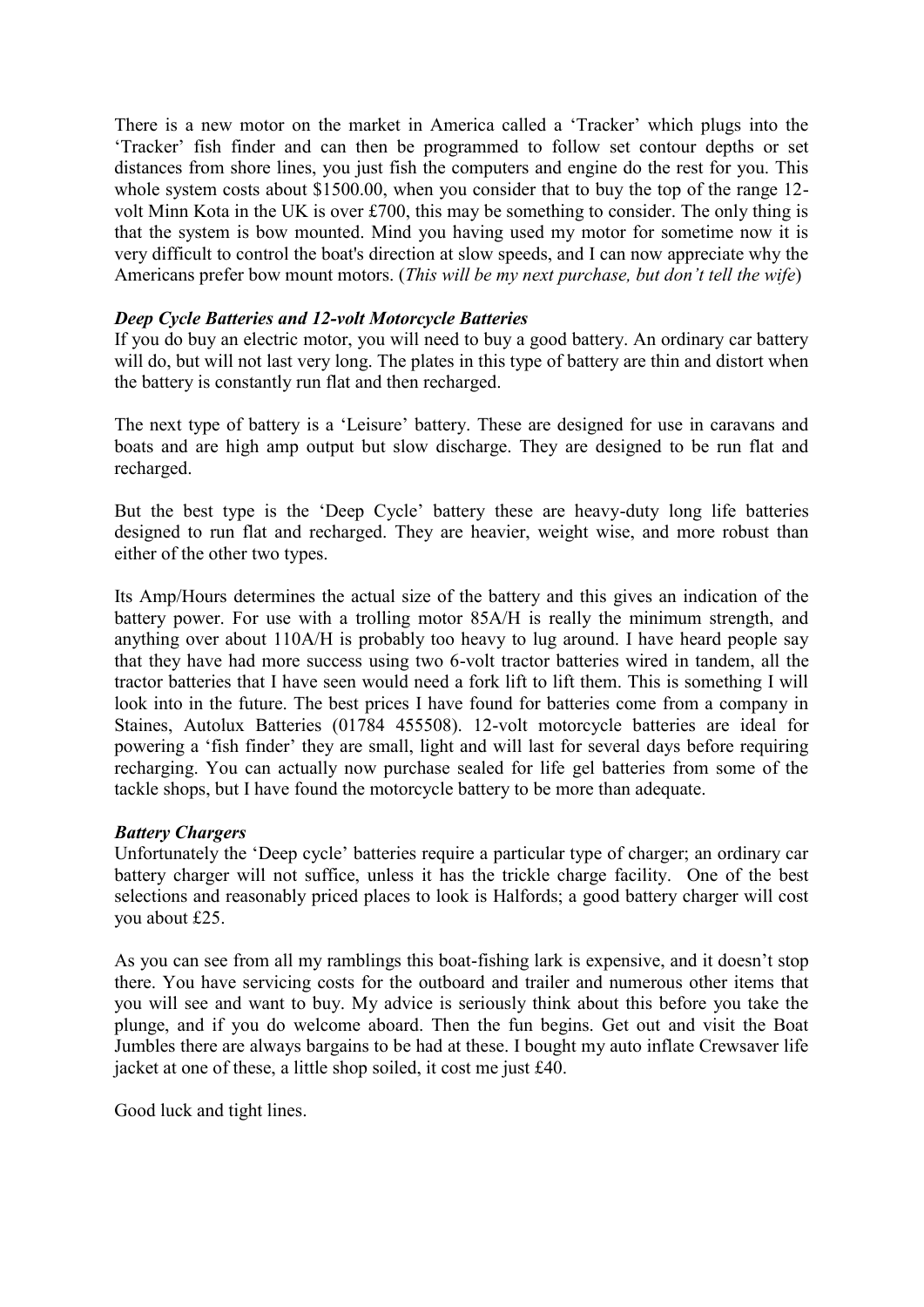There is a new motor on the market in America called a 'Tracker' which plugs into the 'Tracker' fish finder and can then be programmed to follow set contour depths or set distances from shore lines, you just fish the computers and engine do the rest for you. This whole system costs about $1500.00, when you consider that to buy the top of the range 12-volt Minn Kota in the UK is over £700, this may be something to consider. The only thing is that the system is bow mounted. Mind you having used my motor for sometime now it is very difficult to control the boat's direction at slow speeds, and I can now appreciate why the Americans prefer bow mount motors. (*This will be my next purchase, but don't tell the wife*)

***Deep Cycle Batteries and 12-volt Motorcycle Batteries***

If you do buy an electric motor, you will need to buy a good battery. An ordinary car battery will do, but will not last very long. The plates in this type of battery are thin and distort when the battery is constantly run flat and then recharged.

The next type of battery is a 'Leisure' battery. These are designed for use in caravans and boats and are high amp output but slow discharge. They are designed to be run flat and recharged.

But the best type is the 'Deep Cycle' battery these are heavy-duty long life batteries designed to run flat and recharged. They are heavier, weight wise, and more robust than either of the other two types.

Its Amp/Hours determines the actual size of the battery and this gives an indication of the battery power. For use with a trolling motor 85A/H is really the minimum strength, and anything over about 110A/H is probably too heavy to lug around. I have heard people say that they have had more success using two 6-volt tractor batteries wired in tandem, all the tractor batteries that I have seen would need a fork lift to lift them. This is something I will look into in the future. The best prices I have found for batteries come from a company in Staines, Autolux Batteries (01784 455508). 12-volt motorcycle batteries are ideal for powering a 'fish finder' they are small, light and will last for several days before requiring recharging. You can actually now purchase sealed for life gel batteries from some of the tackle shops, but I have found the motorcycle battery to be more than adequate.

***Battery Chargers***

Unfortunately the 'Deep cycle' batteries require a particular type of charger; an ordinary car battery charger will not suffice, unless it has the trickle charge facility. One of the best selections and reasonably priced places to look is Halfords; a good battery charger will cost you about £25.

As you can see from all my ramblings this boat-fishing lark is expensive, and it doesn't stop there. You have servicing costs for the outboard and trailer and numerous other items that you will see and want to buy. My advice is seriously think about this before you take the plunge, and if you do welcome aboard. Then the fun begins. Get out and visit the Boat Jumbles there are always bargains to be had at these. I bought my auto inflate Crewsaver life jacket at one of these, a little shop soiled, it cost me just £40.

Good luck and tight lines.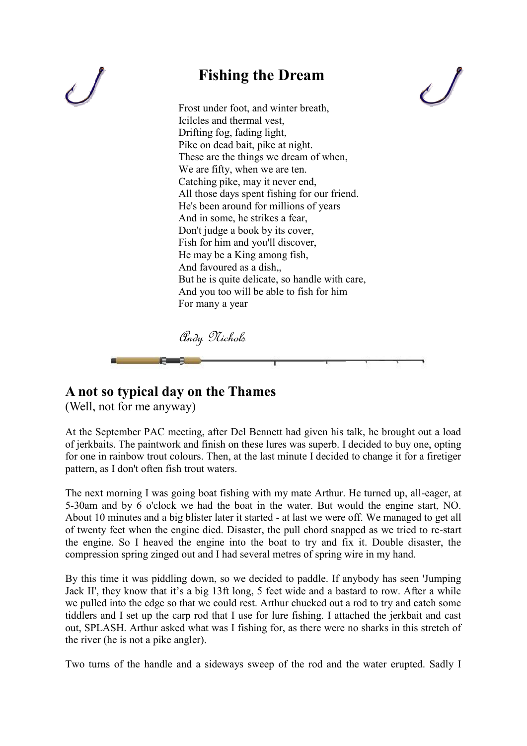# Fishing the Dream

Frost under foot, and winter breath,  
Icilcles and thermal vest,  
Drifting fog, fading light,  
Pike on dead bait, pike at night.  
These are the things we dream of when,  
We are fifty, when we are ten.  
Catching pike, may it never end,  
All those days spent fishing for our friend.  
He's been around for millions of years  
And in some, he strikes a fear,  
Don't judge a book by its cover,  
Fish for him and you'll discover,  
He may be a King among fish,  
And favoured as a dish,,  
But he is quite delicate, so handle with care,  
And you too will be able to fish for him  
For many a year

*Andy Nichols*

## A not so typical day on the Thames

(Well, not for me anyway)

At the September PAC meeting, after Del Bennett had given his talk, he brought out a load of jerkbaits. The paintwork and finish on these lures was superb. I decided to buy one, opting for one in rainbow trout colours. Then, at the last minute I decided to change it for a firetiger pattern, as I don't often fish trout waters.

The next morning I was going boat fishing with my mate Arthur. He turned up, all-eager, at 5-30am and by 6 o'clock we had the boat in the water. But would the engine start, NO. About 10 minutes and a big blister later it started - at last we were off. We managed to get all of twenty feet when the engine died. Disaster, the pull chord snapped as we tried to re-start the engine. So I heaved the engine into the boat to try and fix it. Double disaster, the compression spring zinged out and I had several metres of spring wire in my hand.

By this time it was piddling down, so we decided to paddle. If anybody has seen 'Jumping Jack II', they know that it's a big 13ft long, 5 feet wide and a bastard to row. After a while we pulled into the edge so that we could rest. Arthur chucked out a rod to try and catch some tiddlers and I set up the carp rod that I use for lure fishing. I attached the jerkbait and cast out, SPLASH. Arthur asked what was I fishing for, as there were no sharks in this stretch of the river (he is not a pike angler).

Two turns of the handle and a sideways sweep of the rod and the water erupted. Sadly I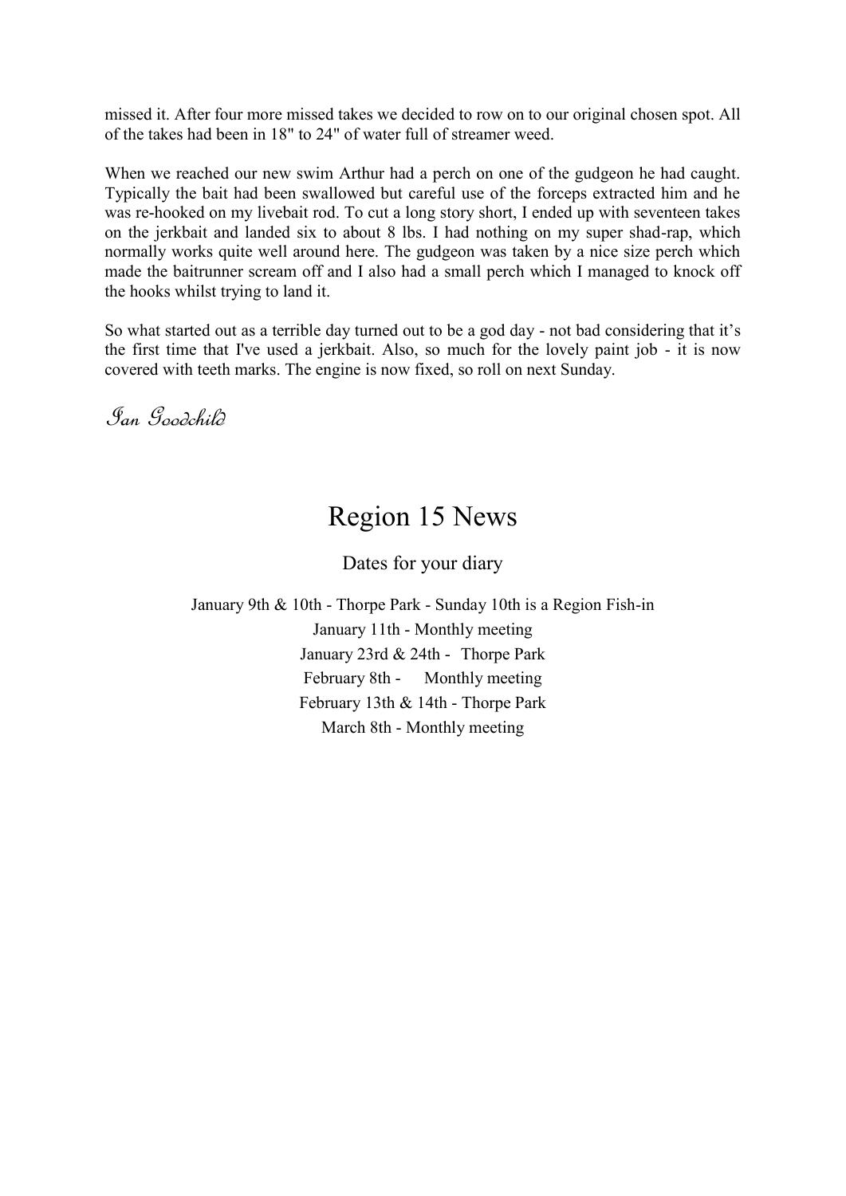missed it. After four more missed takes we decided to row on to our original chosen spot. All of the takes had been in 18" to 24" of water full of streamer weed.

When we reached our new swim Arthur had a perch on one of the gudgeon he had caught. Typically the bait had been swallowed but careful use of the forceps extracted him and he was re-hooked on my livebait rod. To cut a long story short, I ended up with seventeen takes on the jerkbait and landed six to about 8 lbs. I had nothing on my super shad-rap, which normally works quite well around here. The gudgeon was taken by a nice size perch which made the baitrunner scream off and I also had a small perch which I managed to knock off the hooks whilst trying to land it.

So what started out as a terrible day turned out to be a god day - not bad considering that it's the first time that I've used a jerkbait. Also, so much for the lovely paint job - it is now covered with teeth marks. The engine is now fixed, so roll on next Sunday.

*Ian Goodchild*

# Region 15 News

## Dates for your diary

January 9th & 10th - Thorpe Park - Sunday 10th is a Region Fish-in

January 11th - Monthly meeting

January 23rd & 24th - Thorpe Park

February 8th - Monthly meeting

February 13th & 14th - Thorpe Park

March 8th - Monthly meeting